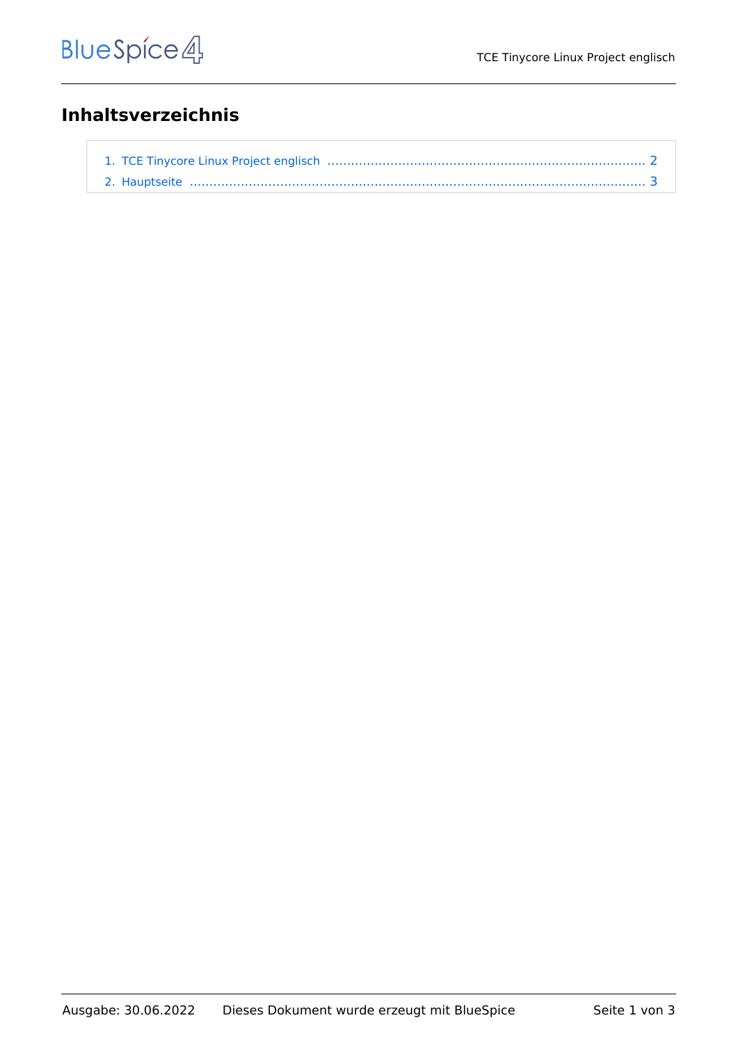# Inhaltsverzeichnis

1. TCE Tinycore Linux Project englisch ..................................................................... 2
2. Hauptseite ............................................................................................................. 3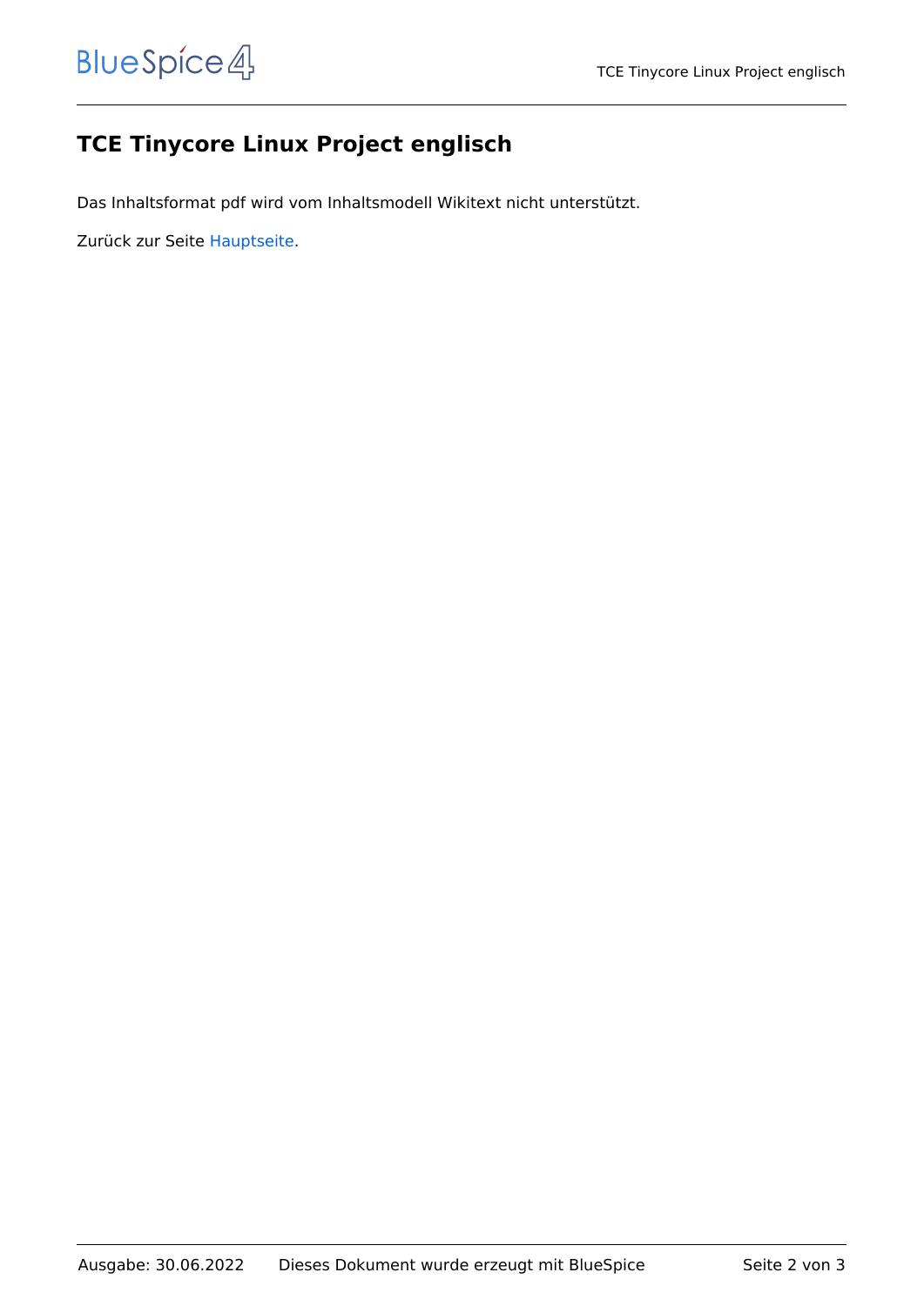# TCE Tinycore Linux Project englisch

Das Inhaltsformat pdf wird vom Inhaltsmodell Wikitext nicht unterstützt.

Zurück zur Seite Hauptseite.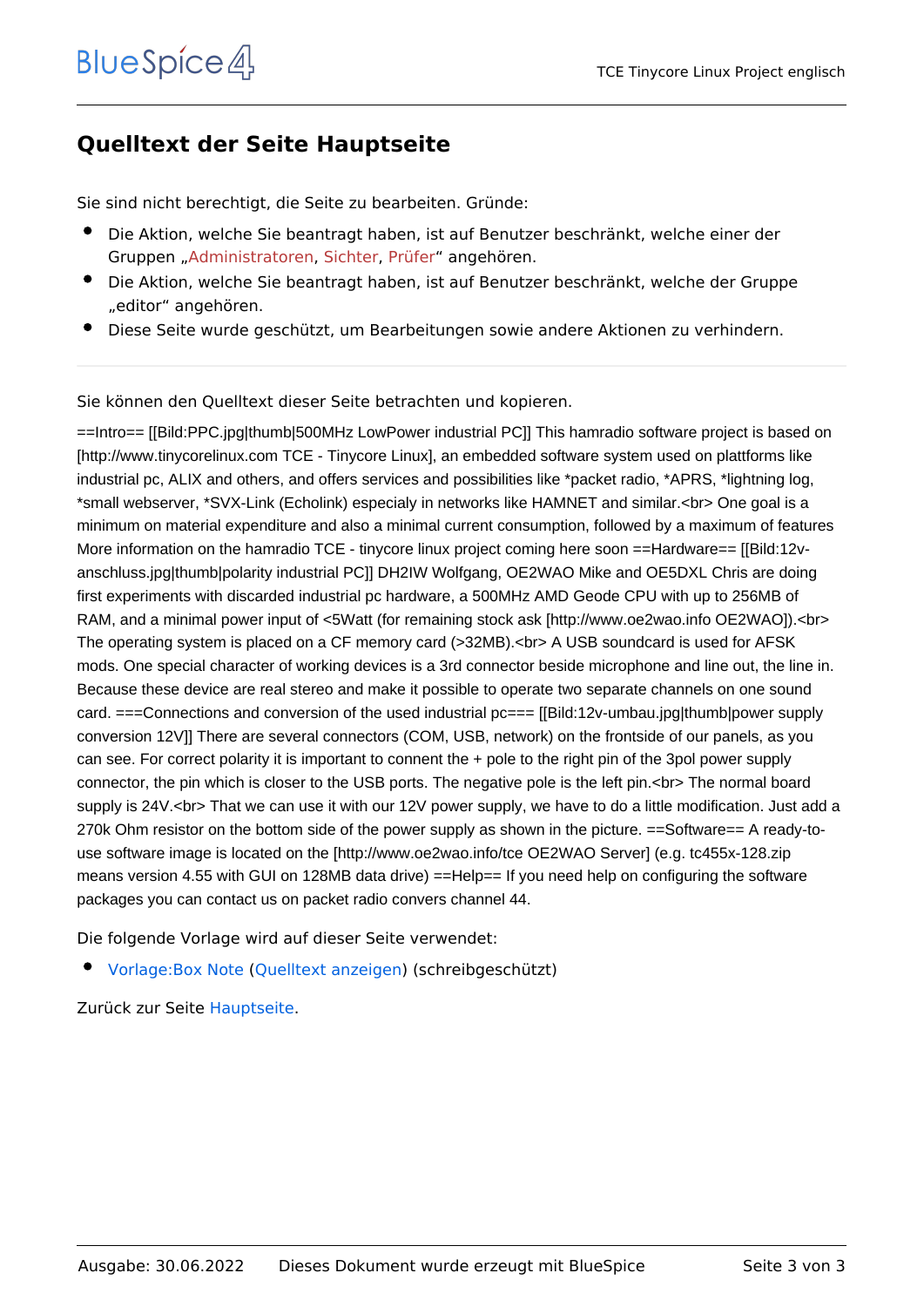## Quelltext der Seite Hauptseite

Sie sind nicht berechtigt, die Seite zu bearbeiten. Gründe:

- Die Aktion, welche Sie beantragt haben, ist auf Benutzer beschränkt, welche einer der Gruppen „Administratoren, Sichter, Prüfer“ angehören.
- Die Aktion, welche Sie beantragt haben, ist auf Benutzer beschränkt, welche der Gruppe „editor“ angehören.
- Diese Seite wurde geschützt, um Bearbeitungen sowie andere Aktionen zu verhindern.

---

Sie können den Quelltext dieser Seite betrachten und kopieren.

==Intro== [[Bild:PPC.jpg|thumb|500MHz LowPower industrial PC]] This hamradio software project is based on [http://www.tinycorelinux.com TCE - Tinycore Linux], an embedded software system used on plattforms like industrial pc, ALIX and others, and offers services and possibilities like *packet radio, *APRS, *lightning log, *small webserver, *SVX-Link (Echolink) especialy in networks like HAMNET and similar.<br> One goal is a minimum on material expenditure and also a minimal current consumption, followed by a maximum of features More information on the hamradio TCE - tinycore linux project coming here soon ==Hardware== [[Bild:12v-anschluss.jpg|thumb|polarity industrial PC]] DH2IW Wolfgang, OE2WAO Mike and OE5DXL Chris are doing first experiments with discarded industrial pc hardware, a 500MHz AMD Geode CPU with up to 256MB of RAM, and a minimal power input of <5Watt (for remaining stock ask [http://www.oe2wao.info OE2WAO]).<br> The operating system is placed on a CF memory card (>32MB).<br> A USB soundcard is used for AFSK mods. One special character of working devices is a 3rd connector beside microphone and line out, the line in. Because these device are real stereo and make it possible to operate two separate channels on one sound card. ===Connections and conversion of the used industrial pc=== [[Bild:12v-umbau.jpg|thumb|power supply conversion 12V]] There are several connectors (COM, USB, network) on the frontside of our panels, as you can see. For correct polarity it is important to connent the + pole to the right pin of the 3pol power supply connector, the pin which is closer to the USB ports. The negative pole is the left pin.<br> The normal board supply is 24V.<br> That we can use it with our 12V power supply, we have to do a little modification. Just add a 270k Ohm resistor on the bottom side of the power supply as shown in the picture. ==Software== A ready-to-use software image is located on the [http://www.oe2wao.info/tce OE2WAO Server] (e.g. tc455x-128.zip means version 4.55 with GUI on 128MB data drive) ==Help== If you need help on configuring the software packages you can contact us on packet radio convers channel 44.

Die folgende Vorlage wird auf dieser Seite verwendet:

- Vorlage:Box Note (Quelltext anzeigen) (schreibgeschützt)

Zurück zur Seite Hauptseite.